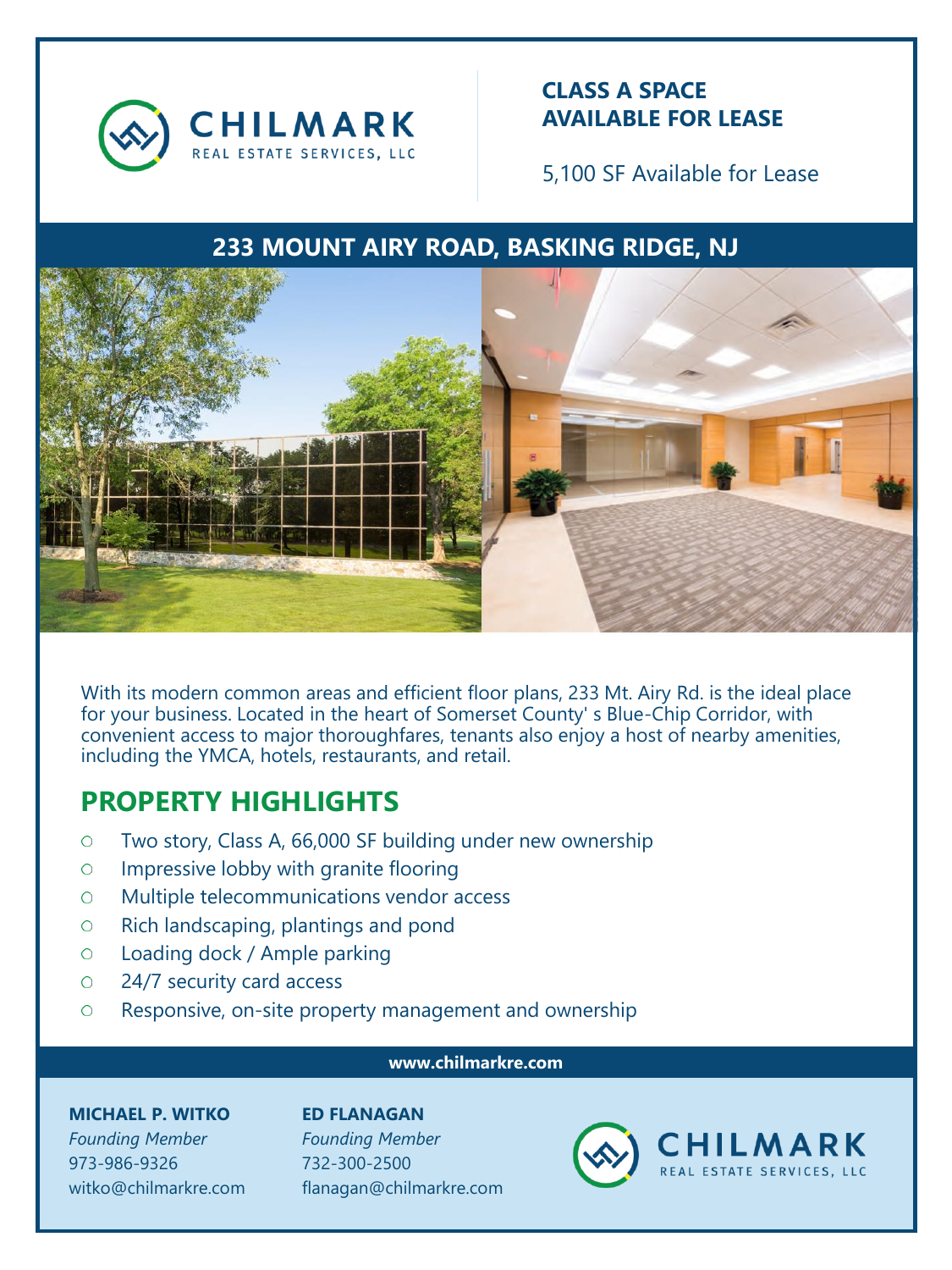CHILMARK
REAL ESTATE SERVICES, LLC

## CLASS A SPACE AVAILABLE FOR LEASE

5,100 SF Available for Lease

## 233 MOUNT AIRY ROAD, BASKING RIDGE, NJ

With its modern common areas and efficient floor plans, 233 Mt. Airy Rd. is the ideal place for your business. Located in the heart of Somerset County' s Blue-Chip Corridor, with convenient access to major thoroughfares, tenants also enjoy a host of nearby amenities, including the YMCA, hotels, restaurants, and retail.

## PROPERTY HIGHLIGHTS

- Two story, Class A, 66,000 SF building under new ownership
- Impressive lobby with granite flooring
- Multiple telecommunications vendor access
- Rich landscaping, plantings and pond
- Loading dock / Ample parking
- 24/7 security card access
- Responsive, on-site property management and ownership

**www.chilmarkre.com**

**MICHAEL P. WITKO**
*Founding Member*
973-986-9326
witko@chilmarkre.com

**ED FLANAGAN**
*Founding Member*
732-300-2500
flanagan@chilmarkre.com

CHILMARK
REAL ESTATE SERVICES, LLC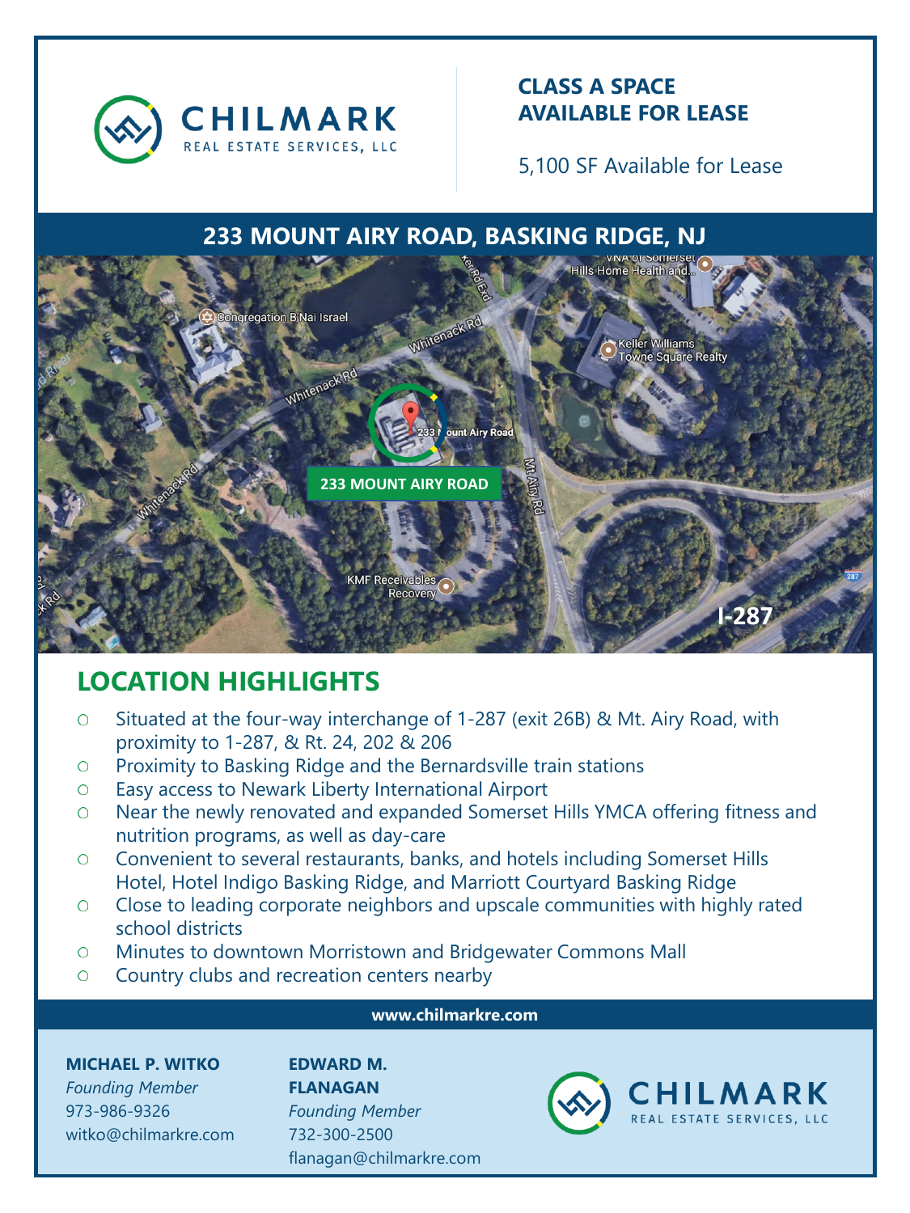CHILMARK
REAL ESTATE SERVICES, LLC

**CLASS A SPACE AVAILABLE FOR LEASE**

5,100 SF Available for Lease

## 233 MOUNT AIRY ROAD, BASKING RIDGE, NJ

233 MOUNT AIRY ROAD

I-287

## LOCATION HIGHLIGHTS

- Situated at the four-way interchange of 1-287 (exit 26B) & Mt. Airy Road, with proximity to 1-287, & Rt. 24, 202 & 206
- Proximity to Basking Ridge and the Bernardsville train stations
- Easy access to Newark Liberty International Airport
- Near the newly renovated and expanded Somerset Hills YMCA offering fitness and nutrition programs, as well as day-care
- Convenient to several restaurants, banks, and hotels including Somerset Hills Hotel, Hotel Indigo Basking Ridge, and Marriott Courtyard Basking Ridge
- Close to leading corporate neighbors and upscale communities with highly rated school districts
- Minutes to downtown Morristown and Bridgewater Commons Mall
- Country clubs and recreation centers nearby

**www.chilmarkre.com**

**MICHAEL P. WITKO**
*Founding Member*
973-986-9326
witko@chilmarkre.com

**EDWARD M. FLANAGAN**
*Founding Member*
732-300-2500
flanagan@chilmarkre.com

CHILMARK
REAL ESTATE SERVICES, LLC